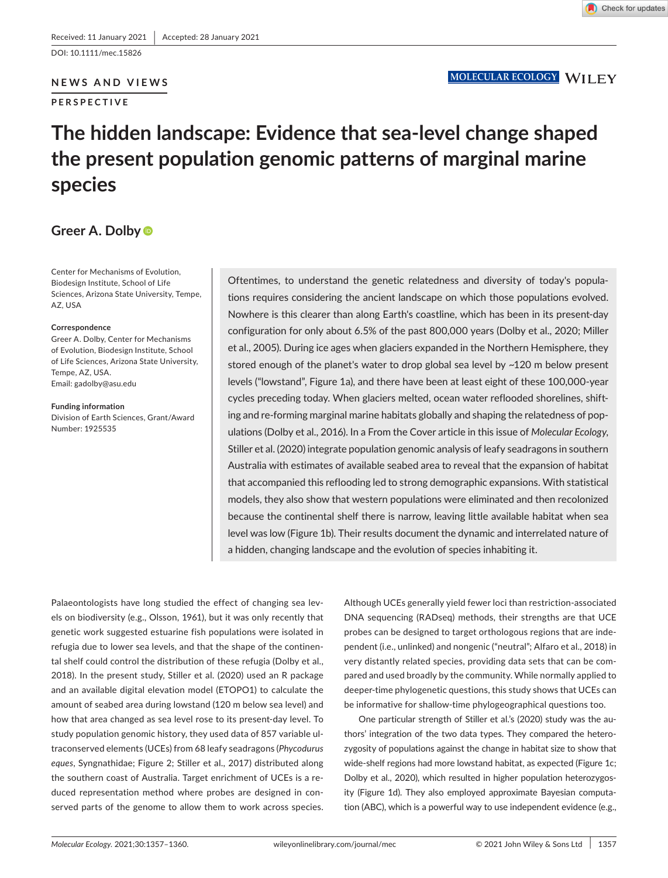Received: 11 January 2021 | Accepted: 28 January 2021

DOI: 10.1111/mec.15826

NEWS AND VIEWS

PERSPECTIVE

# The hidden landscape: Evidence that sea-level change shaped the present population genomic patterns of marginal marine species

**Greer A. Dolby**

Center for Mechanisms of Evolution, Biodesign Institute, School of Life Sciences, Arizona State University, Tempe, AZ, USA

**Correspondence**
Greer A. Dolby, Center for Mechanisms of Evolution, Biodesign Institute, School of Life Sciences, Arizona State University, Tempe, AZ, USA.
Email: gadolby@asu.edu

**Funding information**
Division of Earth Sciences, Grant/Award Number: 1925535

Oftentimes, to understand the genetic relatedness and diversity of today's populations requires considering the ancient landscape on which those populations evolved. Nowhere is this clearer than along Earth's coastline, which has been in its present-day configuration for only about 6.5% of the past 800,000 years (Dolby et al., 2020; Miller et al., 2005). During ice ages when glaciers expanded in the Northern Hemisphere, they stored enough of the planet's water to drop global sea level by ~120 m below present levels ("lowstand", Figure 1a), and there have been at least eight of these 100,000-year cycles preceding today. When glaciers melted, ocean water reflooded shorelines, shifting and re-forming marginal marine habitats globally and shaping the relatedness of populations (Dolby et al., 2016). In a From the Cover article in this issue of *Molecular Ecology*, Stiller et al. (2020) integrate population genomic analysis of leafy seadragons in southern Australia with estimates of available seabed area to reveal that the expansion of habitat that accompanied this reflooding led to strong demographic expansions. With statistical models, they also show that western populations were eliminated and then recolonized because the continental shelf there is narrow, leaving little available habitat when sea level was low (Figure 1b). Their results document the dynamic and interrelated nature of a hidden, changing landscape and the evolution of species inhabiting it.

Palaeontologists have long studied the effect of changing sea levels on biodiversity (e.g., Olsson, 1961), but it was only recently that genetic work suggested estuarine fish populations were isolated in refugia due to lower sea levels, and that the shape of the continental shelf could control the distribution of these refugia (Dolby et al., 2018). In the present study, Stiller et al. (2020) used an R package and an available digital elevation model (ETOPO1) to calculate the amount of seabed area during lowstand (120 m below sea level) and how that area changed as sea level rose to its present-day level. To study population genomic history, they used data of 857 variable ultraconserved elements (UCEs) from 68 leafy seadragons (*Phycodurus eques*, Syngnathidae; Figure 2; Stiller et al., 2017) distributed along the southern coast of Australia. Target enrichment of UCEs is a reduced representation method where probes are designed in conserved parts of the genome to allow them to work across species. Although UCEs generally yield fewer loci than restriction-associated DNA sequencing (RADseq) methods, their strengths are that UCE probes can be designed to target orthologous regions that are independent (i.e., unlinked) and nongenic ("neutral"; Alfaro et al., 2018) in very distantly related species, providing data sets that can be compared and used broadly by the community. While normally applied to deeper-time phylogenetic questions, this study shows that UCEs can be informative for shallow-time phylogeographical questions too.

One particular strength of Stiller et al.'s (2020) study was the authors' integration of the two data types. They compared the heterozygosity of populations against the change in habitat size to show that wide-shelf regions had more lowstand habitat, as expected (Figure 1c; Dolby et al., 2020), which resulted in higher population heterozygosity (Figure 1d). They also employed approximate Bayesian computation (ABC), which is a powerful way to use independent evidence (e.g.,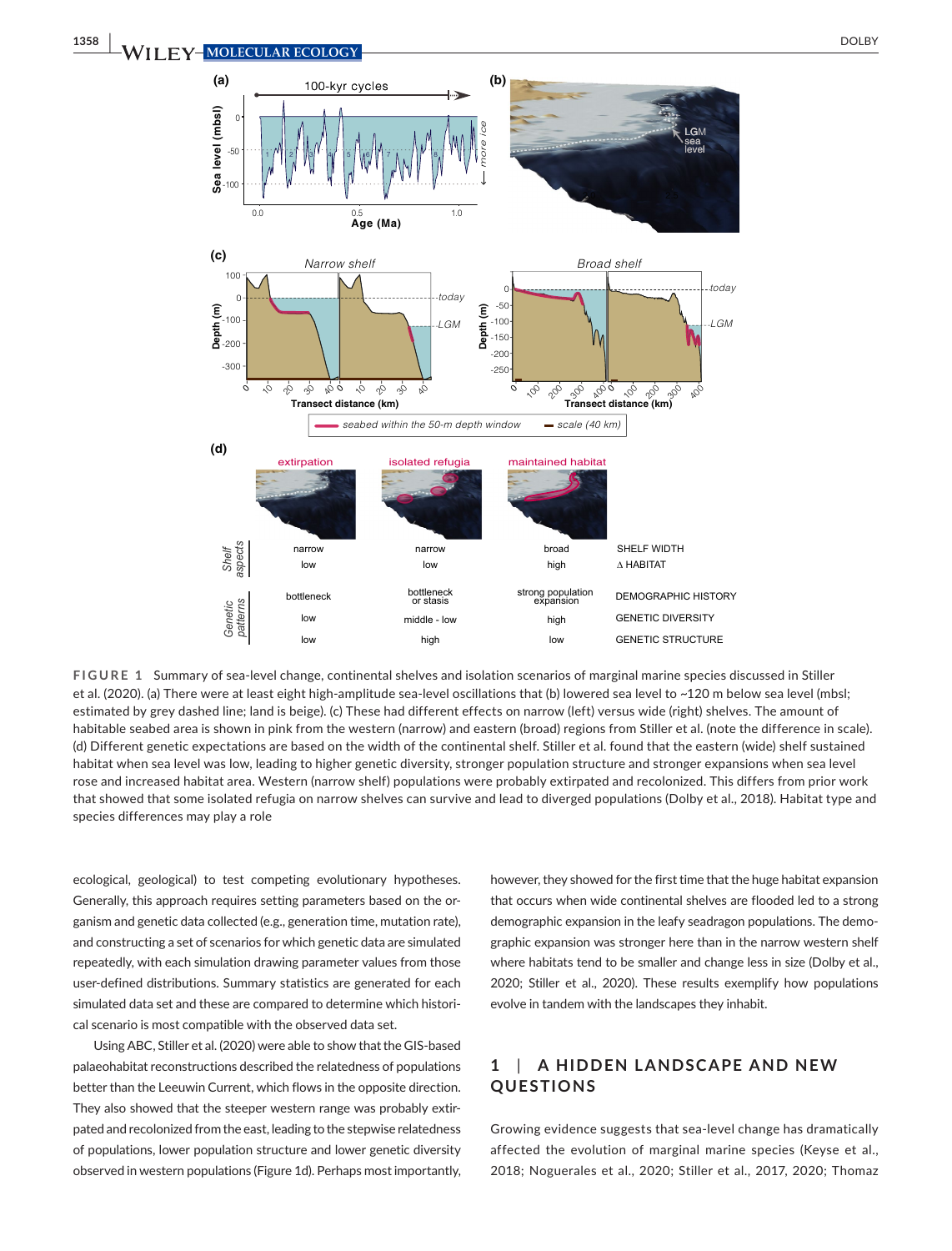**FIGURE 1** Summary of sea-level change, continental shelves and isolation scenarios of marginal marine species discussed in Stiller et al. (2020). (a) There were at least eight high-amplitude sea-level oscillations that (b) lowered sea level to ~120 m below sea level (mbsl; estimated by grey dashed line; land is beige). (c) These had different effects on narrow (left) versus wide (right) shelves. The amount of habitable seabed area is shown in pink from the western (narrow) and eastern (broad) regions from Stiller et al. (note the difference in scale). (d) Different genetic expectations are based on the width of the continental shelf. Stiller et al. found that the eastern (wide) shelf sustained habitat when sea level was low, leading to higher genetic diversity, stronger population structure and stronger expansions when sea level rose and increased habitat area. Western (narrow shelf) populations were probably extirpated and recolonized. This differs from prior work that showed that some isolated refugia on narrow shelves can survive and lead to diverged populations (Dolby et al., 2018). Habitat type and species differences may play a role

ecological, geological) to test competing evolutionary hypotheses. Generally, this approach requires setting parameters based on the organism and genetic data collected (e.g., generation time, mutation rate), and constructing a set of scenarios for which genetic data are simulated repeatedly, with each simulation drawing parameter values from those user-defined distributions. Summary statistics are generated for each simulated data set and these are compared to determine which historical scenario is most compatible with the observed data set.

Using ABC, Stiller et al. (2020) were able to show that the GIS-based palaeohabitat reconstructions described the relatedness of populations better than the Leeuwin Current, which flows in the opposite direction. They also showed that the steeper western range was probably extirpated and recolonized from the east, leading to the stepwise relatedness of populations, lower population structure and lower genetic diversity observed in western populations (Figure 1d). Perhaps most importantly, however, they showed for the first time that the huge habitat expansion that occurs when wide continental shelves are flooded led to a strong demographic expansion in the leafy seadragon populations. The demographic expansion was stronger here than in the narrow western shelf where habitats tend to be smaller and change less in size (Dolby et al., 2020; Stiller et al., 2020). These results exemplify how populations evolve in tandem with the landscapes they inhabit.

## 1 | A HIDDEN LANDSCAPE AND NEW QUESTIONS

Growing evidence suggests that sea-level change has dramatically affected the evolution of marginal marine species (Keyse et al., 2018; Noguerales et al., 2020; Stiller et al., 2017, 2020; Thomaz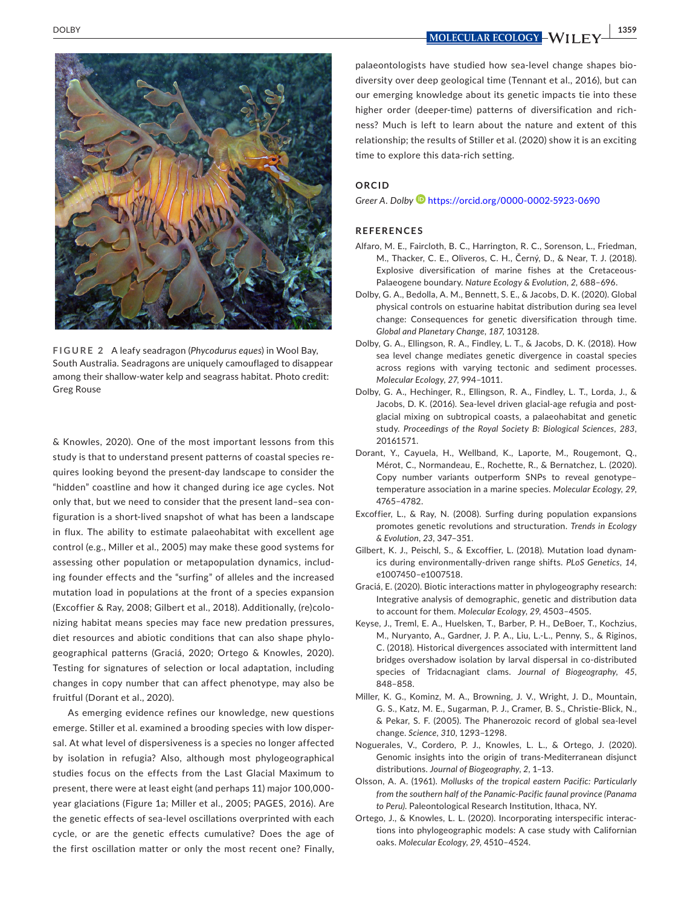FIGURE 2 A leafy seadragon (*Phycodurus eques*) in Wool Bay, South Australia. Seadragons are uniquely camouflaged to disappear among their shallow-water kelp and seagrass habitat. Photo credit: Greg Rouse

& Knowles, 2020). One of the most important lessons from this study is that to understand present patterns of coastal species requires looking beyond the present-day landscape to consider the "hidden" coastline and how it changed during ice age cycles. Not only that, but we need to consider that the present land–sea configuration is a short-lived snapshot of what has been a landscape in flux. The ability to estimate palaeohabitat with excellent age control (e.g., Miller et al., 2005) may make these good systems for assessing other population or metapopulation dynamics, including founder effects and the "surfing" of alleles and the increased mutation load in populations at the front of a species expansion (Excoffier & Ray, 2008; Gilbert et al., 2018). Additionally, (re)colonizing habitat means species may face new predation pressures, diet resources and abiotic conditions that can also shape phylogeographical patterns (Graciá, 2020; Ortego & Knowles, 2020). Testing for signatures of selection or local adaptation, including changes in copy number that can affect phenotype, may also be fruitful (Dorant et al., 2020).

As emerging evidence refines our knowledge, new questions emerge. Stiller et al. examined a brooding species with low dispersal. At what level of dispersiveness is a species no longer affected by isolation in refugia? Also, although most phylogeographical studies focus on the effects from the Last Glacial Maximum to present, there were at least eight (and perhaps 11) major 100,000-year glaciations (Figure 1a; Miller et al., 2005; PAGES, 2016). Are the genetic effects of sea-level oscillations overprinted with each cycle, or are the genetic effects cumulative? Does the age of the first oscillation matter or only the most recent one? Finally, palaeontologists have studied how sea-level change shapes biodiversity over deep geological time (Tennant et al., 2016), but can our emerging knowledge about its genetic impacts tie into these higher order (deeper-time) patterns of diversification and richness? Much is left to learn about the nature and extent of this relationship; the results of Stiller et al. (2020) show it is an exciting time to explore this data-rich setting.

## ORCID

*Greer A. Dolby* https://orcid.org/0000-0002-5923-0690

## REFERENCES

Alfaro, M. E., Faircloth, B. C., Harrington, R. C., Sorenson, L., Friedman, M., Thacker, C. E., Oliveros, C. H., Černý, D., & Near, T. J. (2018). Explosive diversification of marine fishes at the Cretaceous-Palaeogene boundary. *Nature Ecology & Evolution*, *2*, 688–696.

Dolby, G. A., Bedolla, A. M., Bennett, S. E., & Jacobs, D. K. (2020). Global physical controls on estuarine habitat distribution during sea level change: Consequences for genetic diversification through time. *Global and Planetary Change*, *187*, 103128.

Dolby, G. A., Ellingson, R. A., Findley, L. T., & Jacobs, D. K. (2018). How sea level change mediates genetic divergence in coastal species across regions with varying tectonic and sediment processes. *Molecular Ecology*, *27*, 994–1011.

Dolby, G. A., Hechinger, R., Ellingson, R. A., Findley, L. T., Lorda, J., & Jacobs, D. K. (2016). Sea-level driven glacial-age refugia and post-glacial mixing on subtropical coasts, a palaeohabitat and genetic study. *Proceedings of the Royal Society B: Biological Sciences*, *283*, 20161571.

Dorant, Y., Cayuela, H., Wellband, K., Laporte, M., Rougemont, Q., Mérot, C., Normandeau, E., Rochette, R., & Bernatchez, L. (2020). Copy number variants outperform SNPs to reveal genotype–temperature association in a marine species. *Molecular Ecology*, *29*, 4765–4782.

Excoffier, L., & Ray, N. (2008). Surfing during population expansions promotes genetic revolutions and structuration. *Trends in Ecology & Evolution*, *23*, 347–351.

Gilbert, K. J., Peischl, S., & Excoffier, L. (2018). Mutation load dynamics during environmentally-driven range shifts. *PLoS Genetics*, *14*, e1007450–e1007518.

Graciá, E. (2020). Biotic interactions matter in phylogeography research: Integrative analysis of demographic, genetic and distribution data to account for them. *Molecular Ecology*, *29*, 4503–4505.

Keyse, J., Treml, E. A., Huelsken, T., Barber, P. H., DeBoer, T., Kochzius, M., Nuryanto, A., Gardner, J. P. A., Liu, L.-L., Penny, S., & Riginos, C. (2018). Historical divergences associated with intermittent land bridges overshadow isolation by larval dispersal in co-distributed species of Tridacnagiant clams. *Journal of Biogeography*, *45*, 848–858.

Miller, K. G., Kominz, M. A., Browning, J. V., Wright, J. D., Mountain, G. S., Katz, M. E., Sugarman, P. J., Cramer, B. S., Christie-Blick, N., & Pekar, S. F. (2005). The Phanerozoic record of global sea-level change. *Science*, *310*, 1293–1298.

Noguerales, V., Cordero, P. J., Knowles, L. L., & Ortego, J. (2020). Genomic insights into the origin of trans-Mediterranean disjunct distributions. *Journal of Biogeography*, *2*, 1–13.

Olsson, A. A. (1961). *Mollusks of the tropical eastern Pacific: Particularly from the southern half of the Panamic-Pacific faunal province (Panama to Peru)*. Paleontological Research Institution, Ithaca, NY.

Ortego, J., & Knowles, L. L. (2020). Incorporating interspecific interactions into phylogeographic models: A case study with Californian oaks. *Molecular Ecology*, *29*, 4510–4524.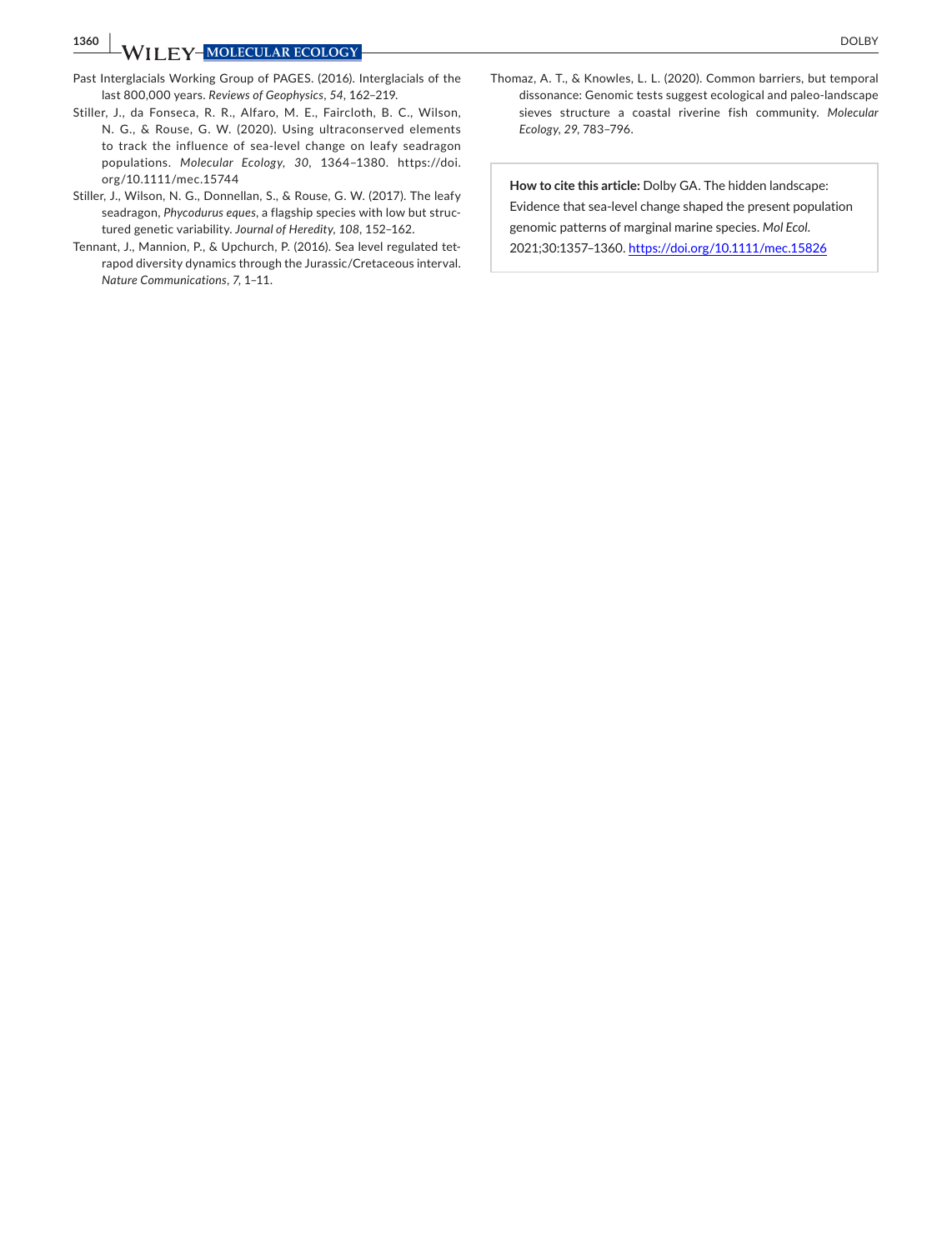Past Interglacials Working Group of PAGES. (2016). Interglacials of the last 800,000 years. *Reviews of Geophysics*, *54*, 162–219.

Stiller, J., da Fonseca, R. R., Alfaro, M. E., Faircloth, B. C., Wilson, N. G., & Rouse, G. W. (2020). Using ultraconserved elements to track the influence of sea-level change on leafy seadragon populations. *Molecular Ecology*, *30*, 1364–1380. https://doi.org/10.1111/mec.15744

Stiller, J., Wilson, N. G., Donnellan, S., & Rouse, G. W. (2017). The leafy seadragon, *Phycodurus eques*, a flagship species with low but structured genetic variability. *Journal of Heredity*, *108*, 152–162.

Tennant, J., Mannion, P., & Upchurch, P. (2016). Sea level regulated tetrapod diversity dynamics through the Jurassic/Cretaceous interval. *Nature Communications*, *7*, 1–11.

Thomaz, A. T., & Knowles, L. L. (2020). Common barriers, but temporal dissonance: Genomic tests suggest ecological and paleo-landscape sieves structure a coastal riverine fish community. *Molecular Ecology*, *29*, 783–796.

**How to cite this article:** Dolby GA. The hidden landscape: Evidence that sea-level change shaped the present population genomic patterns of marginal marine species. *Mol Ecol*. 2021;30:1357–1360. https://doi.org/10.1111/mec.15826